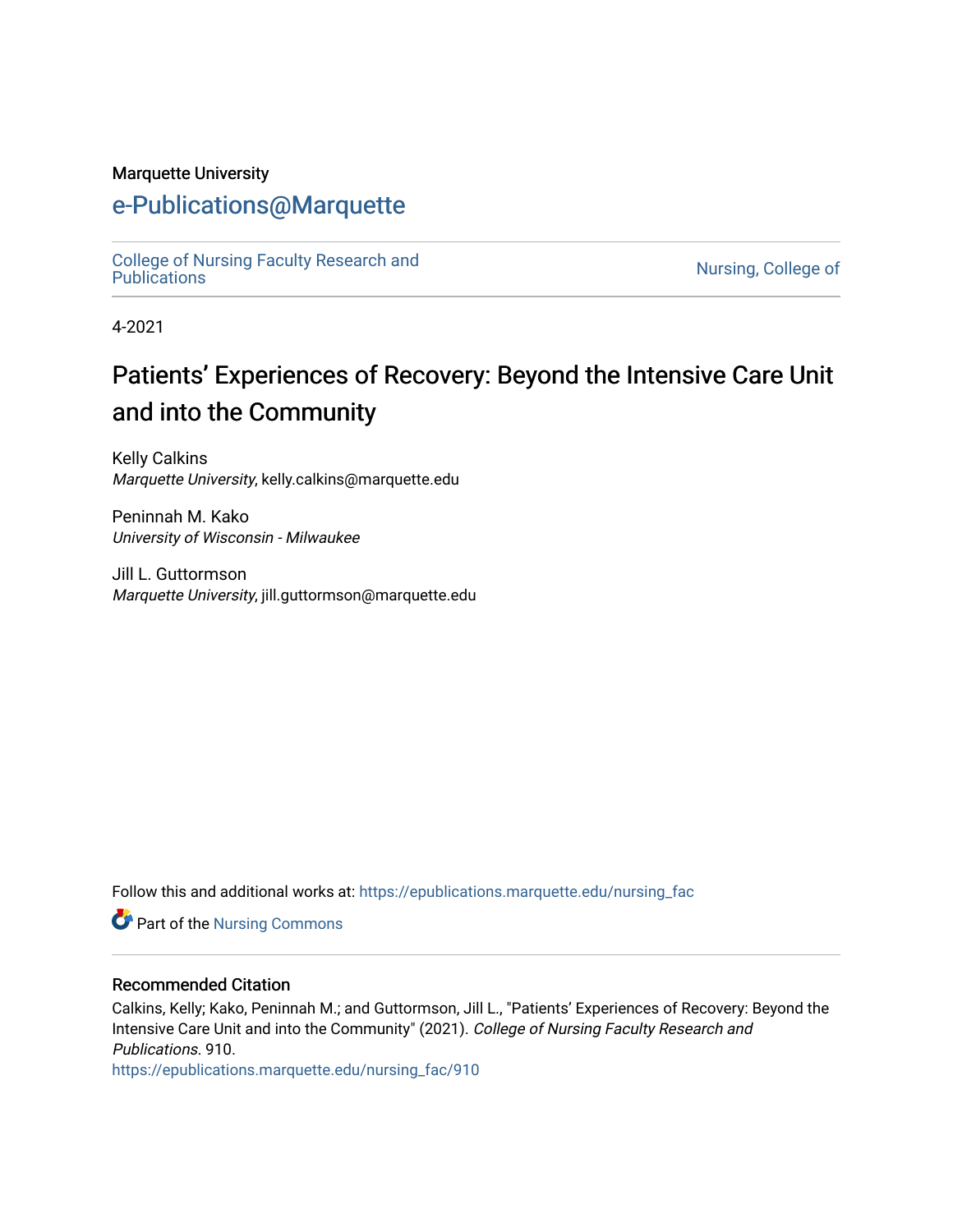Marquette University

# e-Publications@Marquette

College of Nursing Faculty Research and Publications

Nursing, College of

4-2021

# Patients' Experiences of Recovery: Beyond the Intensive Care Unit and into the Community

Kelly Calkins
*Marquette University*, kelly.calkins@marquette.edu

Peninnah M. Kako
*University of Wisconsin - Milwaukee*

Jill L. Guttormson
*Marquette University*, jill.guttormson@marquette.edu

Follow this and additional works at: https://epublications.marquette.edu/nursing_fac

Part of the Nursing Commons

## Recommended Citation

Calkins, Kelly; Kako, Peninnah M.; and Guttormson, Jill L., "Patients' Experiences of Recovery: Beyond the Intensive Care Unit and into the Community" (2021). *College of Nursing Faculty Research and Publications*. 910.
https://epublications.marquette.edu/nursing_fac/910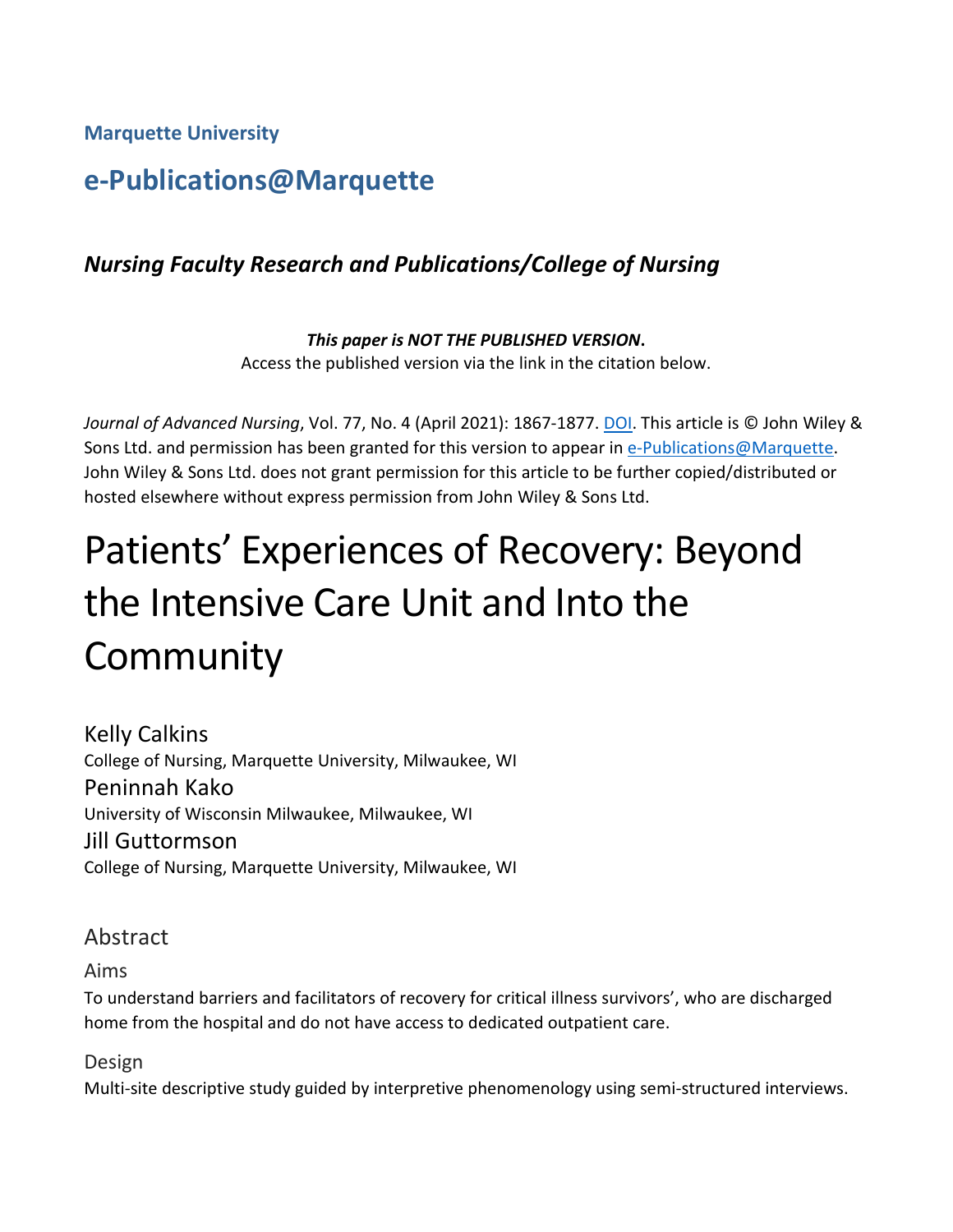**Marquette University**

## e-Publications@Marquette

### *Nursing Faculty Research and Publications/College of Nursing*

***This paper is NOT THE PUBLISHED VERSION*.**
Access the published version via the link in the citation below.

*Journal of Advanced Nursing*, Vol. 77, No. 4 (April 2021): 1867-1877. DOI. This article is © John Wiley & Sons Ltd. and permission has been granted for this version to appear in e-Publications@Marquette. John Wiley & Sons Ltd. does not grant permission for this article to be further copied/distributed or hosted elsewhere without express permission from John Wiley & Sons Ltd.

# Patients' Experiences of Recovery: Beyond the Intensive Care Unit and Into the Community

Kelly Calkins
College of Nursing, Marquette University, Milwaukee, WI

Peninnah Kako
University of Wisconsin Milwaukee, Milwaukee, WI

Jill Guttormson
College of Nursing, Marquette University, Milwaukee, WI

## Abstract

### Aims

To understand barriers and facilitators of recovery for critical illness survivors', who are discharged home from the hospital and do not have access to dedicated outpatient care.

### Design

Multi-site descriptive study guided by interpretive phenomenology using semi-structured interviews.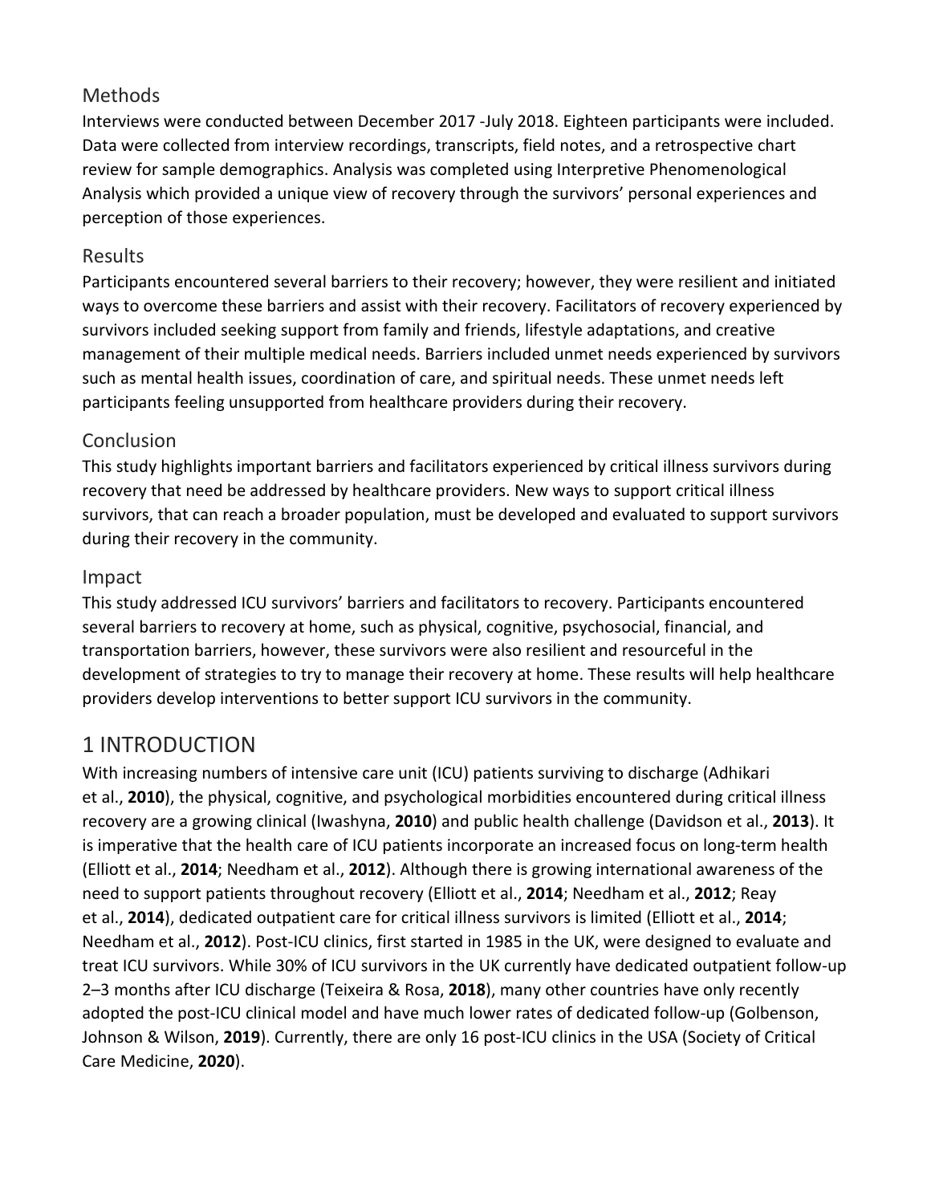### Methods

Interviews were conducted between December 2017 -July 2018. Eighteen participants were included. Data were collected from interview recordings, transcripts, field notes, and a retrospective chart review for sample demographics. Analysis was completed using Interpretive Phenomenological Analysis which provided a unique view of recovery through the survivors' personal experiences and perception of those experiences.

### Results

Participants encountered several barriers to their recovery; however, they were resilient and initiated ways to overcome these barriers and assist with their recovery. Facilitators of recovery experienced by survivors included seeking support from family and friends, lifestyle adaptations, and creative management of their multiple medical needs. Barriers included unmet needs experienced by survivors such as mental health issues, coordination of care, and spiritual needs. These unmet needs left participants feeling unsupported from healthcare providers during their recovery.

### Conclusion

This study highlights important barriers and facilitators experienced by critical illness survivors during recovery that need be addressed by healthcare providers. New ways to support critical illness survivors, that can reach a broader population, must be developed and evaluated to support survivors during their recovery in the community.

### Impact

This study addressed ICU survivors' barriers and facilitators to recovery. Participants encountered several barriers to recovery at home, such as physical, cognitive, psychosocial, financial, and transportation barriers, however, these survivors were also resilient and resourceful in the development of strategies to try to manage their recovery at home. These results will help healthcare providers develop interventions to better support ICU survivors in the community.

## 1 INTRODUCTION

With increasing numbers of intensive care unit (ICU) patients surviving to discharge (Adhikari et al., **2010**), the physical, cognitive, and psychological morbidities encountered during critical illness recovery are a growing clinical (Iwashyna, **2010**) and public health challenge (Davidson et al., **2013**). It is imperative that the health care of ICU patients incorporate an increased focus on long-term health (Elliott et al., **2014**; Needham et al., **2012**). Although there is growing international awareness of the need to support patients throughout recovery (Elliott et al., **2014**; Needham et al., **2012**; Reay et al., **2014**), dedicated outpatient care for critical illness survivors is limited (Elliott et al., **2014**; Needham et al., **2012**). Post-ICU clinics, first started in 1985 in the UK, were designed to evaluate and treat ICU survivors. While 30% of ICU survivors in the UK currently have dedicated outpatient follow-up 2–3 months after ICU discharge (Teixeira & Rosa, **2018**), many other countries have only recently adopted the post-ICU clinical model and have much lower rates of dedicated follow-up (Golbenson, Johnson & Wilson, **2019**). Currently, there are only 16 post-ICU clinics in the USA (Society of Critical Care Medicine, **2020**).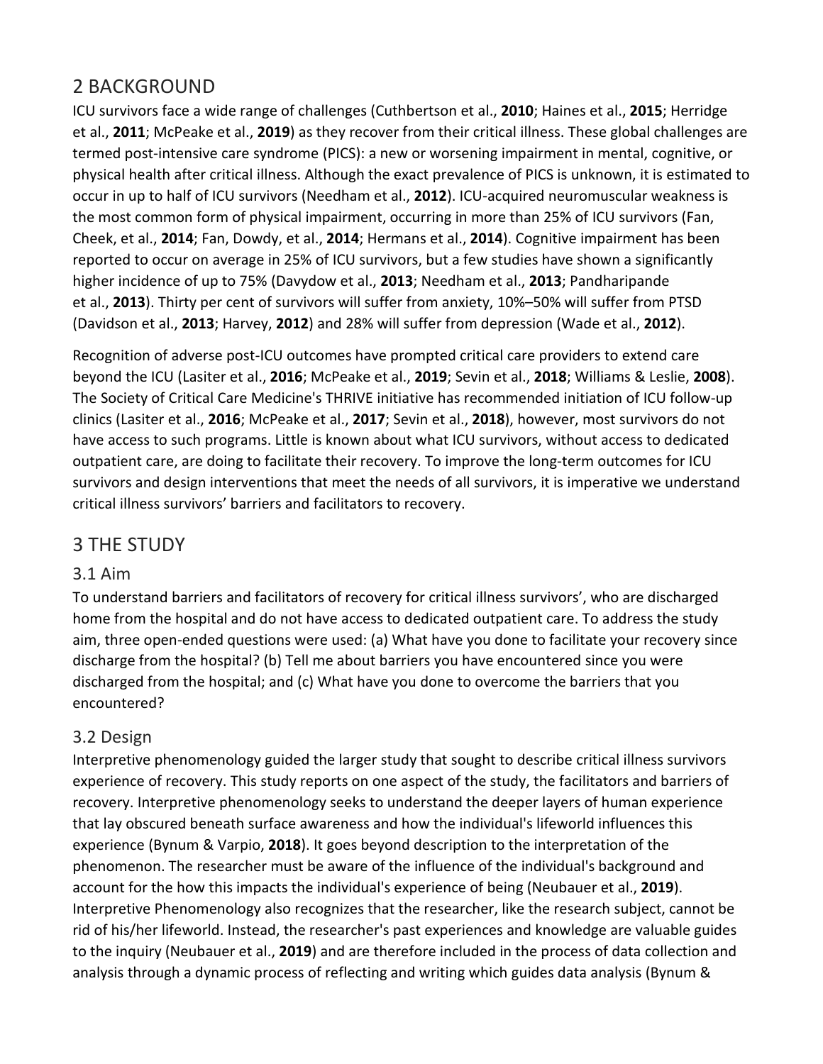## 2 BACKGROUND

ICU survivors face a wide range of challenges (Cuthbertson et al., **2010**; Haines et al., **2015**; Herridge et al., **2011**; McPeake et al., **2019**) as they recover from their critical illness. These global challenges are termed post-intensive care syndrome (PICS): a new or worsening impairment in mental, cognitive, or physical health after critical illness. Although the exact prevalence of PICS is unknown, it is estimated to occur in up to half of ICU survivors (Needham et al., **2012**). ICU-acquired neuromuscular weakness is the most common form of physical impairment, occurring in more than 25% of ICU survivors (Fan, Cheek, et al., **2014**; Fan, Dowdy, et al., **2014**; Hermans et al., **2014**). Cognitive impairment has been reported to occur on average in 25% of ICU survivors, but a few studies have shown a significantly higher incidence of up to 75% (Davydow et al., **2013**; Needham et al., **2013**; Pandharipande et al., **2013**). Thirty per cent of survivors will suffer from anxiety, 10%–50% will suffer from PTSD (Davidson et al., **2013**; Harvey, **2012**) and 28% will suffer from depression (Wade et al., **2012**).

Recognition of adverse post-ICU outcomes have prompted critical care providers to extend care beyond the ICU (Lasiter et al., **2016**; McPeake et al., **2019**; Sevin et al., **2018**; Williams & Leslie, **2008**). The Society of Critical Care Medicine's THRIVE initiative has recommended initiation of ICU follow-up clinics (Lasiter et al., **2016**; McPeake et al., **2017**; Sevin et al., **2018**), however, most survivors do not have access to such programs. Little is known about what ICU survivors, without access to dedicated outpatient care, are doing to facilitate their recovery. To improve the long-term outcomes for ICU survivors and design interventions that meet the needs of all survivors, it is imperative we understand critical illness survivors' barriers and facilitators to recovery.

## 3 THE STUDY

### 3.1 Aim

To understand barriers and facilitators of recovery for critical illness survivors', who are discharged home from the hospital and do not have access to dedicated outpatient care. To address the study aim, three open-ended questions were used: (a) What have you done to facilitate your recovery since discharge from the hospital? (b) Tell me about barriers you have encountered since you were discharged from the hospital; and (c) What have you done to overcome the barriers that you encountered?

### 3.2 Design

Interpretive phenomenology guided the larger study that sought to describe critical illness survivors experience of recovery. This study reports on one aspect of the study, the facilitators and barriers of recovery. Interpretive phenomenology seeks to understand the deeper layers of human experience that lay obscured beneath surface awareness and how the individual's lifeworld influences this experience (Bynum & Varpio, **2018**). It goes beyond description to the interpretation of the phenomenon. The researcher must be aware of the influence of the individual's background and account for the how this impacts the individual's experience of being (Neubauer et al., **2019**). Interpretive Phenomenology also recognizes that the researcher, like the research subject, cannot be rid of his/her lifeworld. Instead, the researcher's past experiences and knowledge are valuable guides to the inquiry (Neubauer et al., **2019**) and are therefore included in the process of data collection and analysis through a dynamic process of reflecting and writing which guides data analysis (Bynum &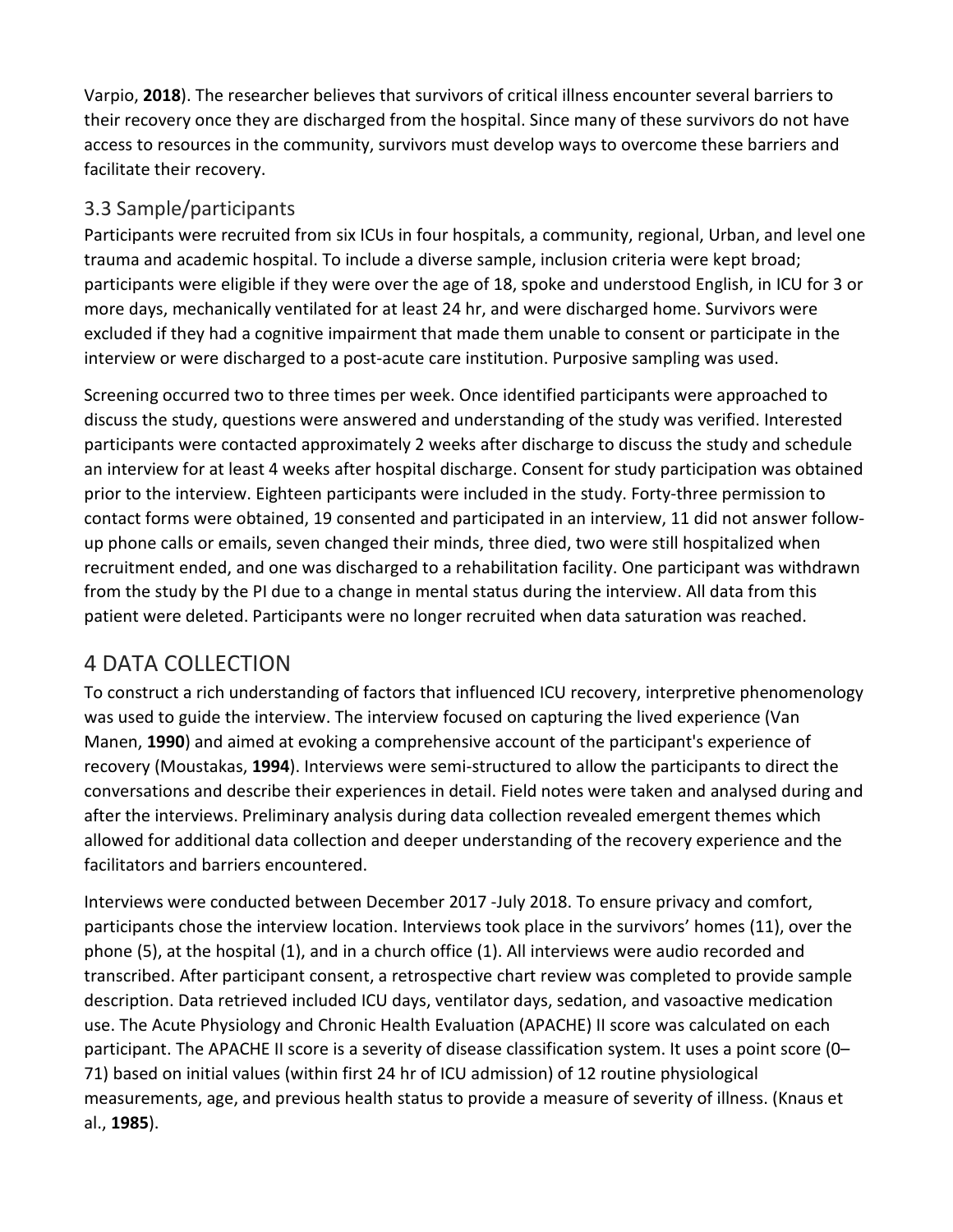Varpio, **2018**). The researcher believes that survivors of critical illness encounter several barriers to their recovery once they are discharged from the hospital. Since many of these survivors do not have access to resources in the community, survivors must develop ways to overcome these barriers and facilitate their recovery.

### 3.3 Sample/participants

Participants were recruited from six ICUs in four hospitals, a community, regional, Urban, and level one trauma and academic hospital. To include a diverse sample, inclusion criteria were kept broad; participants were eligible if they were over the age of 18, spoke and understood English, in ICU for 3 or more days, mechanically ventilated for at least 24 hr, and were discharged home. Survivors were excluded if they had a cognitive impairment that made them unable to consent or participate in the interview or were discharged to a post-acute care institution. Purposive sampling was used.

Screening occurred two to three times per week. Once identified participants were approached to discuss the study, questions were answered and understanding of the study was verified. Interested participants were contacted approximately 2 weeks after discharge to discuss the study and schedule an interview for at least 4 weeks after hospital discharge. Consent for study participation was obtained prior to the interview. Eighteen participants were included in the study. Forty-three permission to contact forms were obtained, 19 consented and participated in an interview, 11 did not answer follow-up phone calls or emails, seven changed their minds, three died, two were still hospitalized when recruitment ended, and one was discharged to a rehabilitation facility. One participant was withdrawn from the study by the PI due to a change in mental status during the interview. All data from this patient were deleted. Participants were no longer recruited when data saturation was reached.

## 4 DATA COLLECTION

To construct a rich understanding of factors that influenced ICU recovery, interpretive phenomenology was used to guide the interview. The interview focused on capturing the lived experience (Van Manen, **1990**) and aimed at evoking a comprehensive account of the participant's experience of recovery (Moustakas, **1994**). Interviews were semi-structured to allow the participants to direct the conversations and describe their experiences in detail. Field notes were taken and analysed during and after the interviews. Preliminary analysis during data collection revealed emergent themes which allowed for additional data collection and deeper understanding of the recovery experience and the facilitators and barriers encountered.

Interviews were conducted between December 2017 -July 2018. To ensure privacy and comfort, participants chose the interview location. Interviews took place in the survivors' homes (11), over the phone (5), at the hospital (1), and in a church office (1). All interviews were audio recorded and transcribed. After participant consent, a retrospective chart review was completed to provide sample description. Data retrieved included ICU days, ventilator days, sedation, and vasoactive medication use. The Acute Physiology and Chronic Health Evaluation (APACHE) II score was calculated on each participant. The APACHE II score is a severity of disease classification system. It uses a point score (0–71) based on initial values (within first 24 hr of ICU admission) of 12 routine physiological measurements, age, and previous health status to provide a measure of severity of illness. (Knaus et al., **1985**).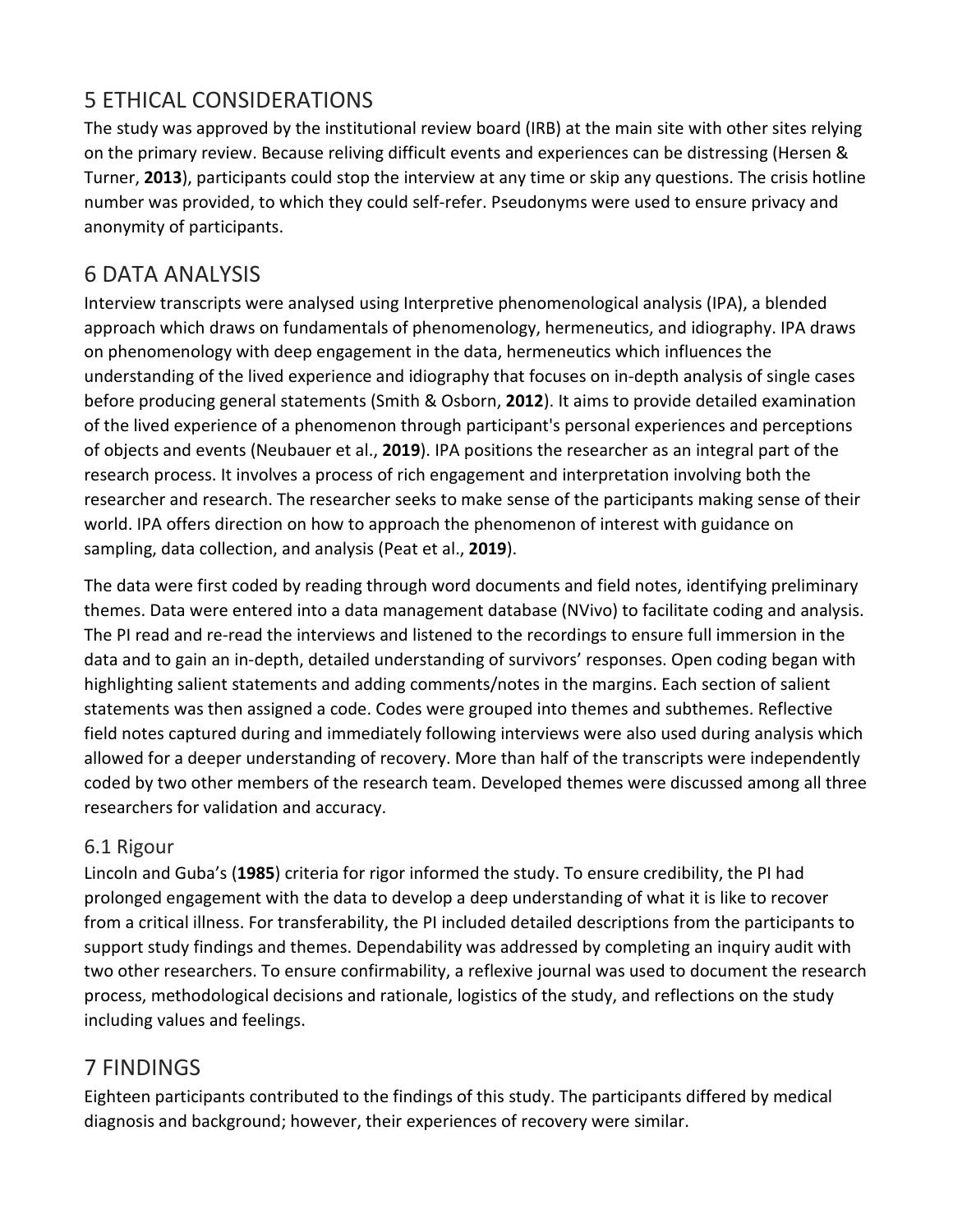## 5 ETHICAL CONSIDERATIONS

The study was approved by the institutional review board (IRB) at the main site with other sites relying on the primary review. Because reliving difficult events and experiences can be distressing (Hersen & Turner, **2013**), participants could stop the interview at any time or skip any questions. The crisis hotline number was provided, to which they could self-refer. Pseudonyms were used to ensure privacy and anonymity of participants.

## 6 DATA ANALYSIS

Interview transcripts were analysed using Interpretive phenomenological analysis (IPA), a blended approach which draws on fundamentals of phenomenology, hermeneutics, and idiography. IPA draws on phenomenology with deep engagement in the data, hermeneutics which influences the understanding of the lived experience and idiography that focuses on in-depth analysis of single cases before producing general statements (Smith & Osborn, **2012**). It aims to provide detailed examination of the lived experience of a phenomenon through participant's personal experiences and perceptions of objects and events (Neubauer et al., **2019**). IPA positions the researcher as an integral part of the research process. It involves a process of rich engagement and interpretation involving both the researcher and research. The researcher seeks to make sense of the participants making sense of their world. IPA offers direction on how to approach the phenomenon of interest with guidance on sampling, data collection, and analysis (Peat et al., **2019**).

The data were first coded by reading through word documents and field notes, identifying preliminary themes. Data were entered into a data management database (NVivo) to facilitate coding and analysis. The PI read and re-read the interviews and listened to the recordings to ensure full immersion in the data and to gain an in-depth, detailed understanding of survivors' responses. Open coding began with highlighting salient statements and adding comments/notes in the margins. Each section of salient statements was then assigned a code. Codes were grouped into themes and subthemes. Reflective field notes captured during and immediately following interviews were also used during analysis which allowed for a deeper understanding of recovery. More than half of the transcripts were independently coded by two other members of the research team. Developed themes were discussed among all three researchers for validation and accuracy.

### 6.1 Rigour

Lincoln and Guba's (**1985**) criteria for rigor informed the study. To ensure credibility, the PI had prolonged engagement with the data to develop a deep understanding of what it is like to recover from a critical illness. For transferability, the PI included detailed descriptions from the participants to support study findings and themes. Dependability was addressed by completing an inquiry audit with two other researchers. To ensure confirmability, a reflexive journal was used to document the research process, methodological decisions and rationale, logistics of the study, and reflections on the study including values and feelings.

## 7 FINDINGS

Eighteen participants contributed to the findings of this study. The participants differed by medical diagnosis and background; however, their experiences of recovery were similar.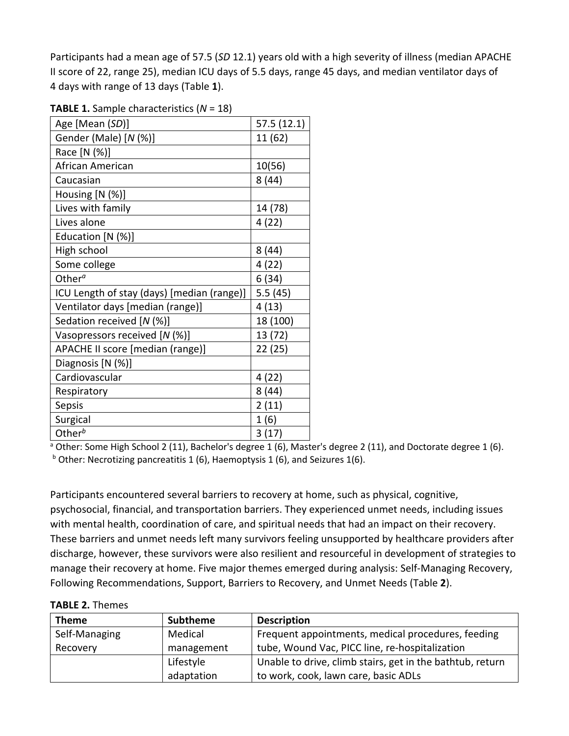Participants had a mean age of 57.5 (*SD* 12.1) years old with a high severity of illness (median APACHE II score of 22, range 25), median ICU days of 5.5 days, range 45 days, and median ventilator days of 4 days with range of 13 days (Table **1**).

**TABLE 1.** Sample characteristics (*N* = 18)

| | |
|---|---|
| Age [Mean (*SD*)] | 57.5 (12.1) |
| Gender (Male) [*N* (%)] | 11 (62) |
| Race [N (%)] | |
| African American | 10(56) |
| Caucasian | 8 (44) |
| Housing [N (%)] | |
| Lives with family | 14 (78) |
| Lives alone | 4 (22) |
| Education [N (%)] | |
| High school | 8 (44) |
| Some college | 4 (22) |
| Other[a] | 6 (34) |
| ICU Length of stay (days) [median (range)] | 5.5 (45) |
| Ventilator days [median (range)] | 4 (13) |
| Sedation received [*N* (%)] | 18 (100) |
| Vasopressors received [*N* (%)] | 13 (72) |
| APACHE II score [median (range)] | 22 (25) |
| Diagnosis [N (%)] | |
| Cardiovascular | 4 (22) |
| Respiratory | 8 (44) |
| Sepsis | 2 (11) |
| Surgical | 1 (6) |
| Other[b] | 3 (17) |

[a] Other: Some High School 2 (11), Bachelor's degree 1 (6), Master's degree 2 (11), and Doctorate degree 1 (6).
[b] Other: Necrotizing pancreatitis 1 (6), Haemoptysis 1 (6), and Seizures 1(6).

Participants encountered several barriers to recovery at home, such as physical, cognitive, psychosocial, financial, and transportation barriers. They experienced unmet needs, including issues with mental health, coordination of care, and spiritual needs that had an impact on their recovery. These barriers and unmet needs left many survivors feeling unsupported by healthcare providers after discharge, however, these survivors were also resilient and resourceful in development of strategies to manage their recovery at home. Five major themes emerged during analysis: Self-Managing Recovery, Following Recommendations, Support, Barriers to Recovery, and Unmet Needs (Table **2**).

**TABLE 2.** Themes

| Theme | Subtheme | Description |
|---|---|---|
| Self-Managing Recovery | Medical management | Frequent appointments, medical procedures, feeding tube, Wound Vac, PICC line, re-hospitalization |
| | Lifestyle adaptation | Unable to drive, climb stairs, get in the bathtub, return to work, cook, lawn care, basic ADLs |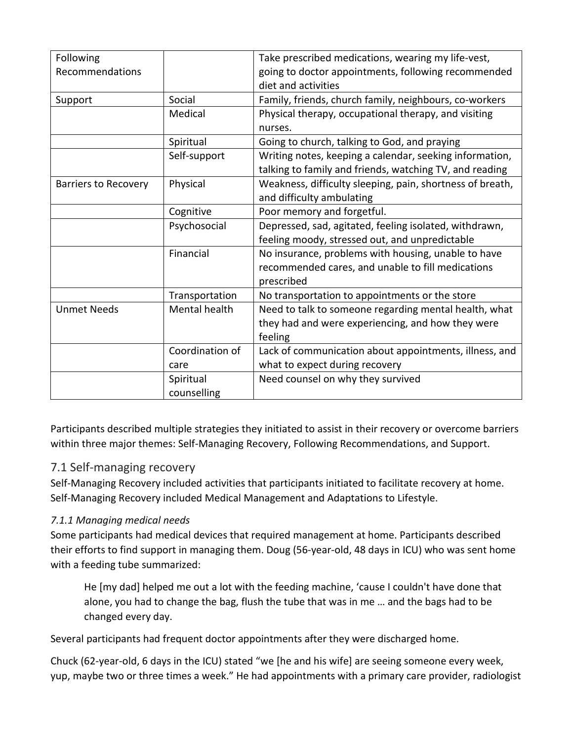| Following Recommendations | | Take prescribed medications, wearing my life-vest, going to doctor appointments, following recommended diet and activities |
|---|---|---|
| Support | Social | Family, friends, church family, neighbours, co-workers |
| | Medical | Physical therapy, occupational therapy, and visiting nurses. |
| | Spiritual | Going to church, talking to God, and praying |
| | Self-support | Writing notes, keeping a calendar, seeking information, talking to family and friends, watching TV, and reading |
| Barriers to Recovery | Physical | Weakness, difficulty sleeping, pain, shortness of breath, and difficulty ambulating |
| | Cognitive | Poor memory and forgetful. |
| | Psychosocial | Depressed, sad, agitated, feeling isolated, withdrawn, feeling moody, stressed out, and unpredictable |
| | Financial | No insurance, problems with housing, unable to have recommended cares, and unable to fill medications prescribed |
| | Transportation | No transportation to appointments or the store |
| Unmet Needs | Mental health | Need to talk to someone regarding mental health, what they had and were experiencing, and how they were feeling |
| | Coordination of care | Lack of communication about appointments, illness, and what to expect during recovery |
| | Spiritual counselling | Need counsel on why they survived |

Participants described multiple strategies they initiated to assist in their recovery or overcome barriers within three major themes: Self-Managing Recovery, Following Recommendations, and Support.

## 7.1 Self-managing recovery

Self-Managing Recovery included activities that participants initiated to facilitate recovery at home. Self-Managing Recovery included Medical Management and Adaptations to Lifestyle.

### *7.1.1 Managing medical needs*

Some participants had medical devices that required management at home. Participants described their efforts to find support in managing them. Doug (56-year-old, 48 days in ICU) who was sent home with a feeding tube summarized:

> He [my dad] helped me out a lot with the feeding machine, 'cause I couldn't have done that alone, you had to change the bag, flush the tube that was in me … and the bags had to be changed every day.

Several participants had frequent doctor appointments after they were discharged home.

Chuck (62-year-old, 6 days in the ICU) stated "we [he and his wife] are seeing someone every week, yup, maybe two or three times a week." He had appointments with a primary care provider, radiologist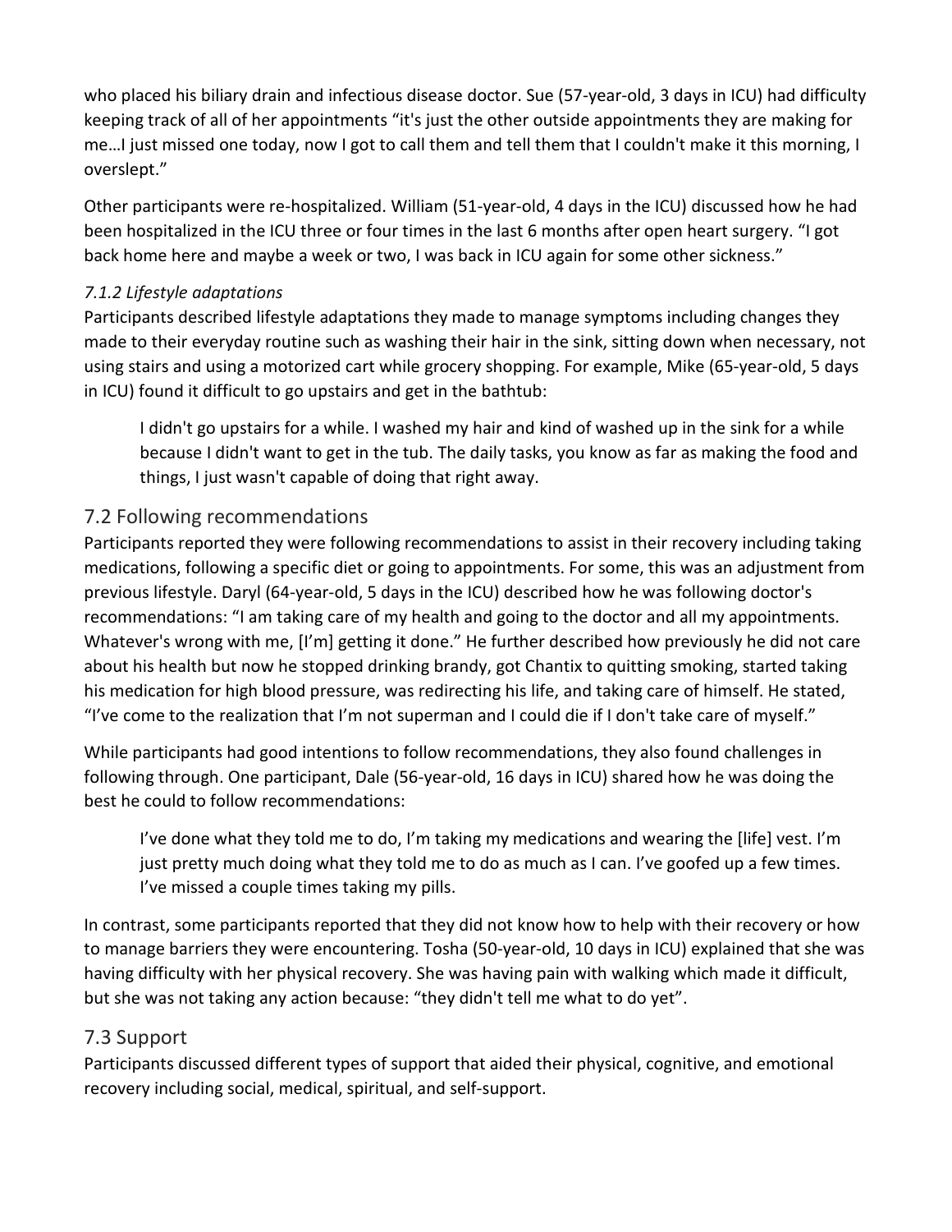who placed his biliary drain and infectious disease doctor. Sue (57-year-old, 3 days in ICU) had difficulty keeping track of all of her appointments "it's just the other outside appointments they are making for me…I just missed one today, now I got to call them and tell them that I couldn't make it this morning, I overslept."

Other participants were re-hospitalized. William (51-year-old, 4 days in the ICU) discussed how he had been hospitalized in the ICU three or four times in the last 6 months after open heart surgery. "I got back home here and maybe a week or two, I was back in ICU again for some other sickness."

#### *7.1.2 Lifestyle adaptations*

Participants described lifestyle adaptations they made to manage symptoms including changes they made to their everyday routine such as washing their hair in the sink, sitting down when necessary, not using stairs and using a motorized cart while grocery shopping. For example, Mike (65-year-old, 5 days in ICU) found it difficult to go upstairs and get in the bathtub:

> I didn't go upstairs for a while. I washed my hair and kind of washed up in the sink for a while because I didn't want to get in the tub. The daily tasks, you know as far as making the food and things, I just wasn't capable of doing that right away.

### 7.2 Following recommendations

Participants reported they were following recommendations to assist in their recovery including taking medications, following a specific diet or going to appointments. For some, this was an adjustment from previous lifestyle. Daryl (64-year-old, 5 days in the ICU) described how he was following doctor's recommendations: "I am taking care of my health and going to the doctor and all my appointments. Whatever's wrong with me, [I'm] getting it done." He further described how previously he did not care about his health but now he stopped drinking brandy, got Chantix to quitting smoking, started taking his medication for high blood pressure, was redirecting his life, and taking care of himself. He stated, "I've come to the realization that I'm not superman and I could die if I don't take care of myself."

While participants had good intentions to follow recommendations, they also found challenges in following through. One participant, Dale (56-year-old, 16 days in ICU) shared how he was doing the best he could to follow recommendations:

> I've done what they told me to do, I'm taking my medications and wearing the [life] vest. I'm just pretty much doing what they told me to do as much as I can. I've goofed up a few times. I've missed a couple times taking my pills.

In contrast, some participants reported that they did not know how to help with their recovery or how to manage barriers they were encountering. Tosha (50-year-old, 10 days in ICU) explained that she was having difficulty with her physical recovery. She was having pain with walking which made it difficult, but she was not taking any action because: "they didn't tell me what to do yet".

### 7.3 Support

Participants discussed different types of support that aided their physical, cognitive, and emotional recovery including social, medical, spiritual, and self-support.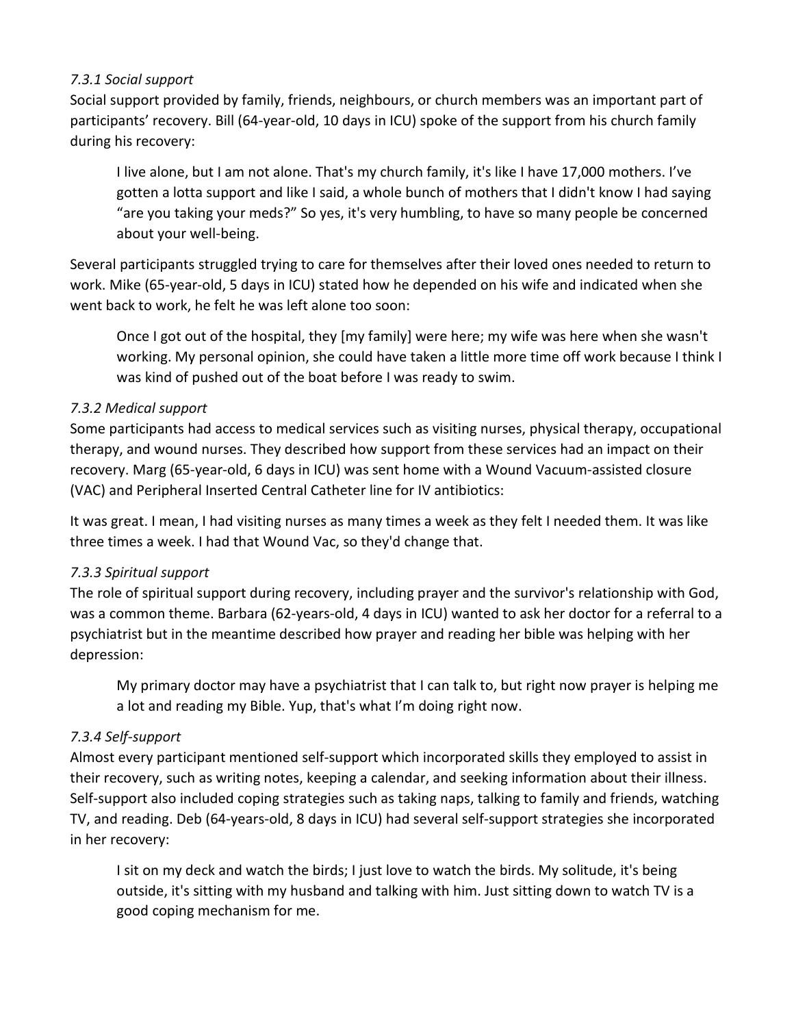#### *7.3.1 Social support*

Social support provided by family, friends, neighbours, or church members was an important part of participants' recovery. Bill (64-year-old, 10 days in ICU) spoke of the support from his church family during his recovery:

> I live alone, but I am not alone. That's my church family, it's like I have 17,000 mothers. I've gotten a lotta support and like I said, a whole bunch of mothers that I didn't know I had saying "are you taking your meds?" So yes, it's very humbling, to have so many people be concerned about your well-being.

Several participants struggled trying to care for themselves after their loved ones needed to return to work. Mike (65-year-old, 5 days in ICU) stated how he depended on his wife and indicated when she went back to work, he felt he was left alone too soon:

> Once I got out of the hospital, they [my family] were here; my wife was here when she wasn't working. My personal opinion, she could have taken a little more time off work because I think I was kind of pushed out of the boat before I was ready to swim.

#### *7.3.2 Medical support*

Some participants had access to medical services such as visiting nurses, physical therapy, occupational therapy, and wound nurses. They described how support from these services had an impact on their recovery. Marg (65-year-old, 6 days in ICU) was sent home with a Wound Vacuum-assisted closure (VAC) and Peripheral Inserted Central Catheter line for IV antibiotics:

It was great. I mean, I had visiting nurses as many times a week as they felt I needed them. It was like three times a week. I had that Wound Vac, so they'd change that.

#### *7.3.3 Spiritual support*

The role of spiritual support during recovery, including prayer and the survivor's relationship with God, was a common theme. Barbara (62-years-old, 4 days in ICU) wanted to ask her doctor for a referral to a psychiatrist but in the meantime described how prayer and reading her bible was helping with her depression:

> My primary doctor may have a psychiatrist that I can talk to, but right now prayer is helping me a lot and reading my Bible. Yup, that's what I'm doing right now.

#### *7.3.4 Self-support*

Almost every participant mentioned self-support which incorporated skills they employed to assist in their recovery, such as writing notes, keeping a calendar, and seeking information about their illness. Self-support also included coping strategies such as taking naps, talking to family and friends, watching TV, and reading. Deb (64-years-old, 8 days in ICU) had several self-support strategies she incorporated in her recovery:

> I sit on my deck and watch the birds; I just love to watch the birds. My solitude, it's being outside, it's sitting with my husband and talking with him. Just sitting down to watch TV is a good coping mechanism for me.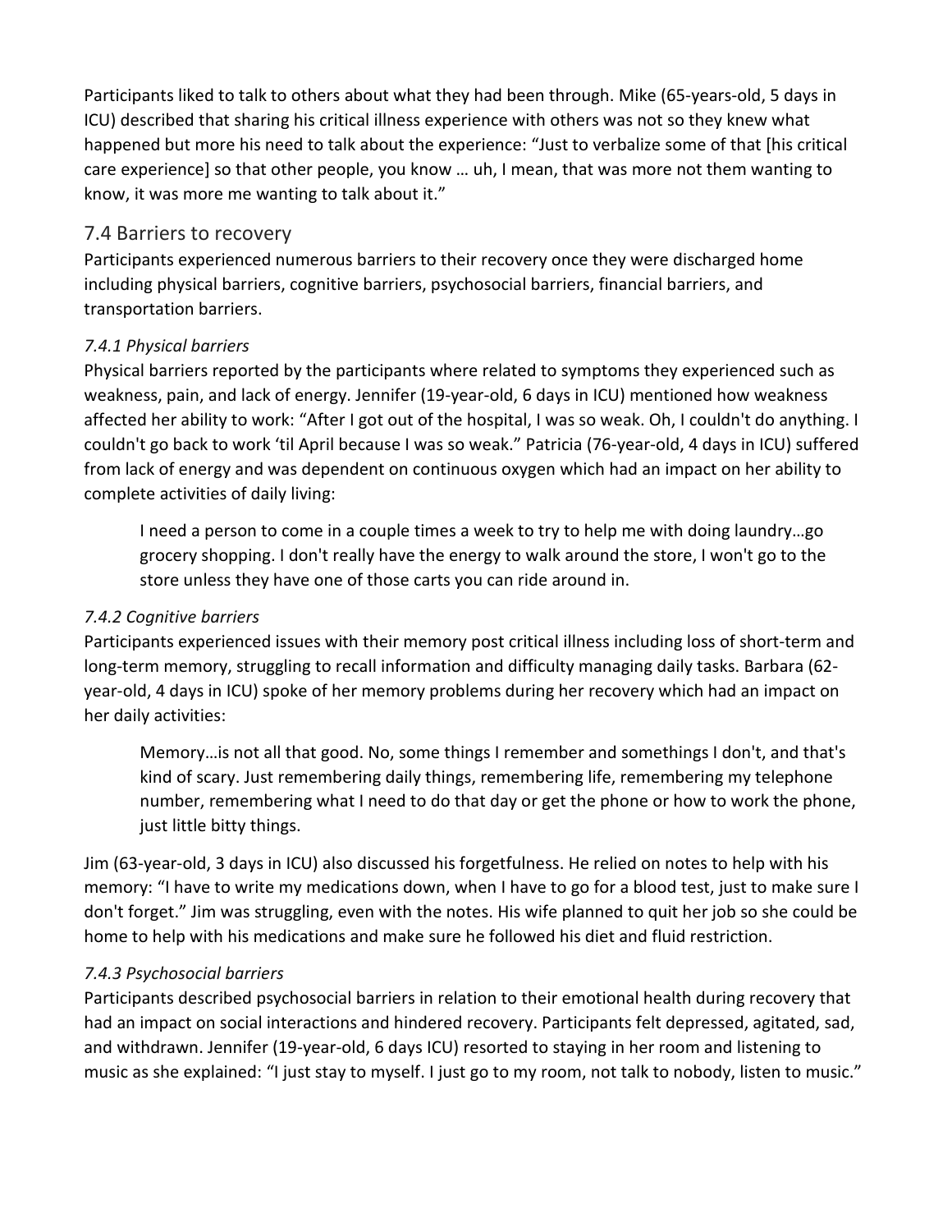Participants liked to talk to others about what they had been through. Mike (65-years-old, 5 days in ICU) described that sharing his critical illness experience with others was not so they knew what happened but more his need to talk about the experience: “Just to verbalize some of that [his critical care experience] so that other people, you know … uh, I mean, that was more not them wanting to know, it was more me wanting to talk about it.”

## 7.4 Barriers to recovery

Participants experienced numerous barriers to their recovery once they were discharged home including physical barriers, cognitive barriers, psychosocial barriers, financial barriers, and transportation barriers.

### *7.4.1 Physical barriers*

Physical barriers reported by the participants where related to symptoms they experienced such as weakness, pain, and lack of energy. Jennifer (19-year-old, 6 days in ICU) mentioned how weakness affected her ability to work: “After I got out of the hospital, I was so weak. Oh, I couldn't do anything. I couldn't go back to work ‘til April because I was so weak.” Patricia (76-year-old, 4 days in ICU) suffered from lack of energy and was dependent on continuous oxygen which had an impact on her ability to complete activities of daily living:

> I need a person to come in a couple times a week to try to help me with doing laundry…go grocery shopping. I don't really have the energy to walk around the store, I won't go to the store unless they have one of those carts you can ride around in.

### *7.4.2 Cognitive barriers*

Participants experienced issues with their memory post critical illness including loss of short-term and long-term memory, struggling to recall information and difficulty managing daily tasks. Barbara (62-year-old, 4 days in ICU) spoke of her memory problems during her recovery which had an impact on her daily activities:

> Memory…is not all that good. No, some things I remember and somethings I don't, and that's kind of scary. Just remembering daily things, remembering life, remembering my telephone number, remembering what I need to do that day or get the phone or how to work the phone, just little bitty things.

Jim (63-year-old, 3 days in ICU) also discussed his forgetfulness. He relied on notes to help with his memory: “I have to write my medications down, when I have to go for a blood test, just to make sure I don't forget.” Jim was struggling, even with the notes. His wife planned to quit her job so she could be home to help with his medications and make sure he followed his diet and fluid restriction.

### *7.4.3 Psychosocial barriers*

Participants described psychosocial barriers in relation to their emotional health during recovery that had an impact on social interactions and hindered recovery. Participants felt depressed, agitated, sad, and withdrawn. Jennifer (19-year-old, 6 days ICU) resorted to staying in her room and listening to music as she explained: “I just stay to myself. I just go to my room, not talk to nobody, listen to music.”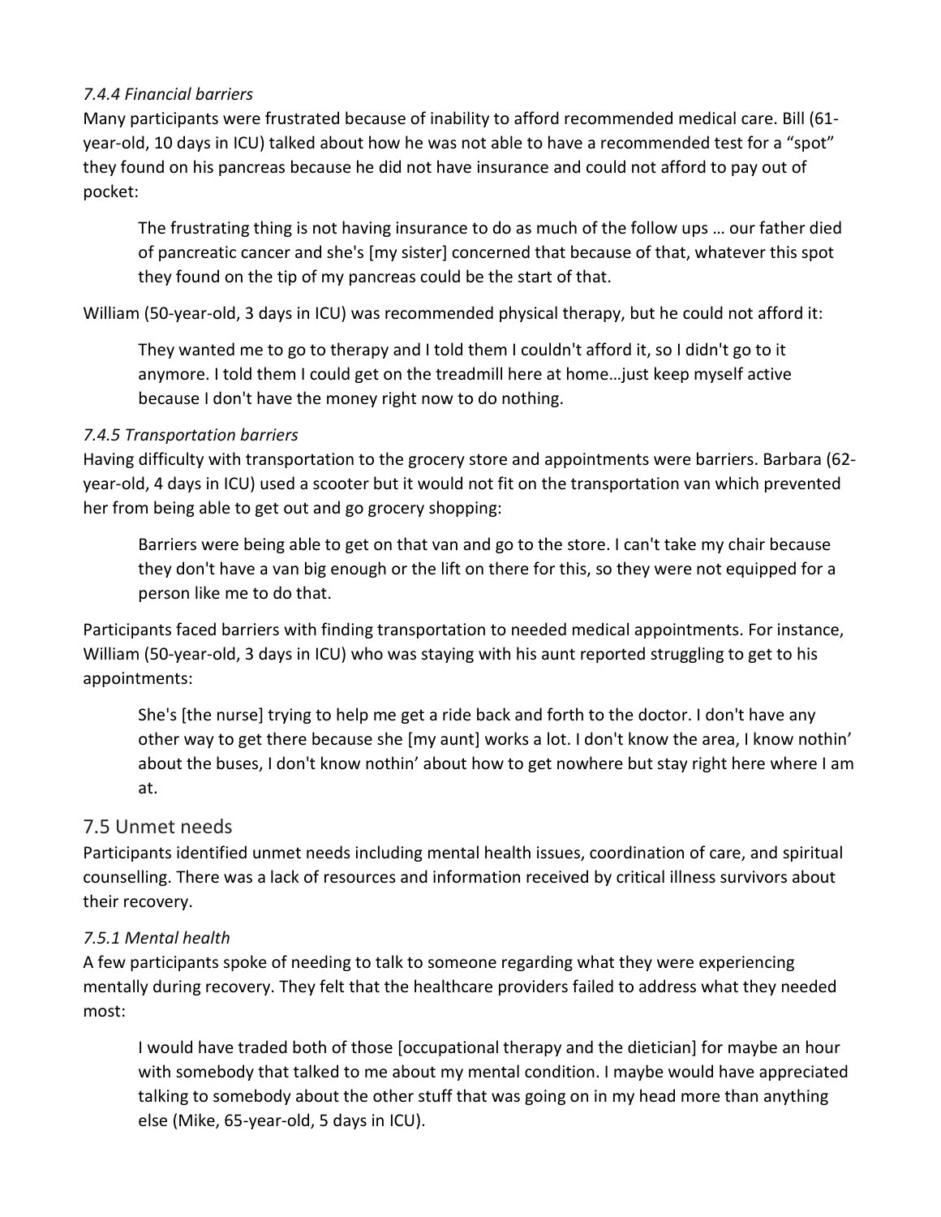#### *7.4.4 Financial barriers*

Many participants were frustrated because of inability to afford recommended medical care. Bill (61-year-old, 10 days in ICU) talked about how he was not able to have a recommended test for a "spot" they found on his pancreas because he did not have insurance and could not afford to pay out of pocket:

> The frustrating thing is not having insurance to do as much of the follow ups … our father died of pancreatic cancer and she's [my sister] concerned that because of that, whatever this spot they found on the tip of my pancreas could be the start of that.

William (50-year-old, 3 days in ICU) was recommended physical therapy, but he could not afford it:

> They wanted me to go to therapy and I told them I couldn't afford it, so I didn't go to it anymore. I told them I could get on the treadmill here at home…just keep myself active because I don't have the money right now to do nothing.

#### *7.4.5 Transportation barriers*

Having difficulty with transportation to the grocery store and appointments were barriers. Barbara (62-year-old, 4 days in ICU) used a scooter but it would not fit on the transportation van which prevented her from being able to get out and go grocery shopping:

> Barriers were being able to get on that van and go to the store. I can't take my chair because they don't have a van big enough or the lift on there for this, so they were not equipped for a person like me to do that.

Participants faced barriers with finding transportation to needed medical appointments. For instance, William (50-year-old, 3 days in ICU) who was staying with his aunt reported struggling to get to his appointments:

> She's [the nurse] trying to help me get a ride back and forth to the doctor. I don't have any other way to get there because she [my aunt] works a lot. I don't know the area, I know nothin' about the buses, I don't know nothin' about how to get nowhere but stay right here where I am at.

### 7.5 Unmet needs

Participants identified unmet needs including mental health issues, coordination of care, and spiritual counselling. There was a lack of resources and information received by critical illness survivors about their recovery.

#### *7.5.1 Mental health*

A few participants spoke of needing to talk to someone regarding what they were experiencing mentally during recovery. They felt that the healthcare providers failed to address what they needed most:

> I would have traded both of those [occupational therapy and the dietician] for maybe an hour with somebody that talked to me about my mental condition. I maybe would have appreciated talking to somebody about the other stuff that was going on in my head more than anything else (Mike, 65-year-old, 5 days in ICU).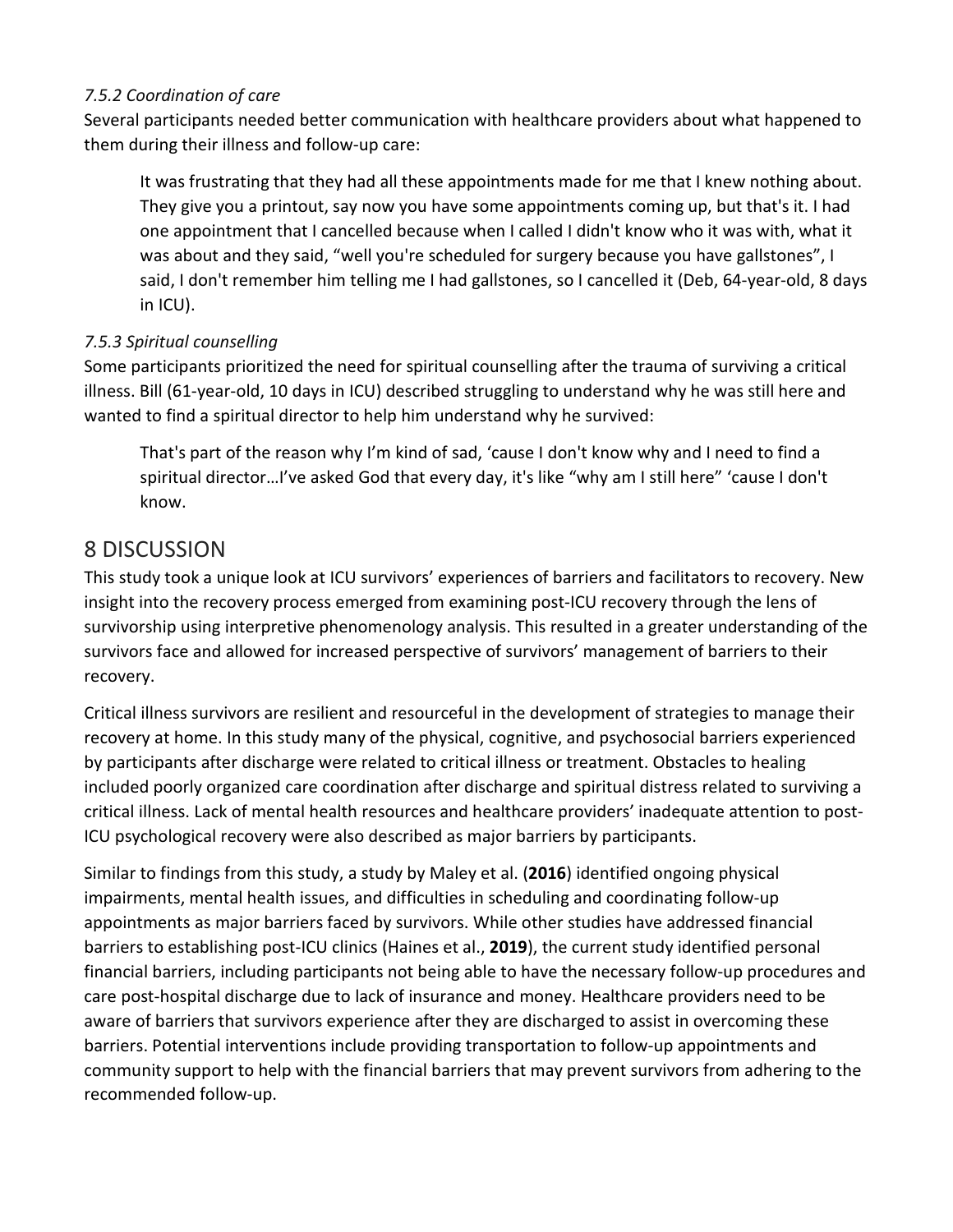### *7.5.2 Coordination of care*

Several participants needed better communication with healthcare providers about what happened to them during their illness and follow-up care:

> It was frustrating that they had all these appointments made for me that I knew nothing about. They give you a printout, say now you have some appointments coming up, but that's it. I had one appointment that I cancelled because when I called I didn't know who it was with, what it was about and they said, "well you're scheduled for surgery because you have gallstones", I said, I don't remember him telling me I had gallstones, so I cancelled it (Deb, 64-year-old, 8 days in ICU).

### *7.5.3 Spiritual counselling*

Some participants prioritized the need for spiritual counselling after the trauma of surviving a critical illness. Bill (61-year-old, 10 days in ICU) described struggling to understand why he was still here and wanted to find a spiritual director to help him understand why he survived:

> That's part of the reason why I'm kind of sad, 'cause I don't know why and I need to find a spiritual director…I've asked God that every day, it's like "why am I still here" 'cause I don't know.

## 8 DISCUSSION

This study took a unique look at ICU survivors' experiences of barriers and facilitators to recovery. New insight into the recovery process emerged from examining post-ICU recovery through the lens of survivorship using interpretive phenomenology analysis. This resulted in a greater understanding of the survivors face and allowed for increased perspective of survivors' management of barriers to their recovery.

Critical illness survivors are resilient and resourceful in the development of strategies to manage their recovery at home. In this study many of the physical, cognitive, and psychosocial barriers experienced by participants after discharge were related to critical illness or treatment. Obstacles to healing included poorly organized care coordination after discharge and spiritual distress related to surviving a critical illness. Lack of mental health resources and healthcare providers' inadequate attention to post-ICU psychological recovery were also described as major barriers by participants.

Similar to findings from this study, a study by Maley et al. (**2016**) identified ongoing physical impairments, mental health issues, and difficulties in scheduling and coordinating follow-up appointments as major barriers faced by survivors. While other studies have addressed financial barriers to establishing post-ICU clinics (Haines et al., **2019**), the current study identified personal financial barriers, including participants not being able to have the necessary follow-up procedures and care post-hospital discharge due to lack of insurance and money. Healthcare providers need to be aware of barriers that survivors experience after they are discharged to assist in overcoming these barriers. Potential interventions include providing transportation to follow-up appointments and community support to help with the financial barriers that may prevent survivors from adhering to the recommended follow-up.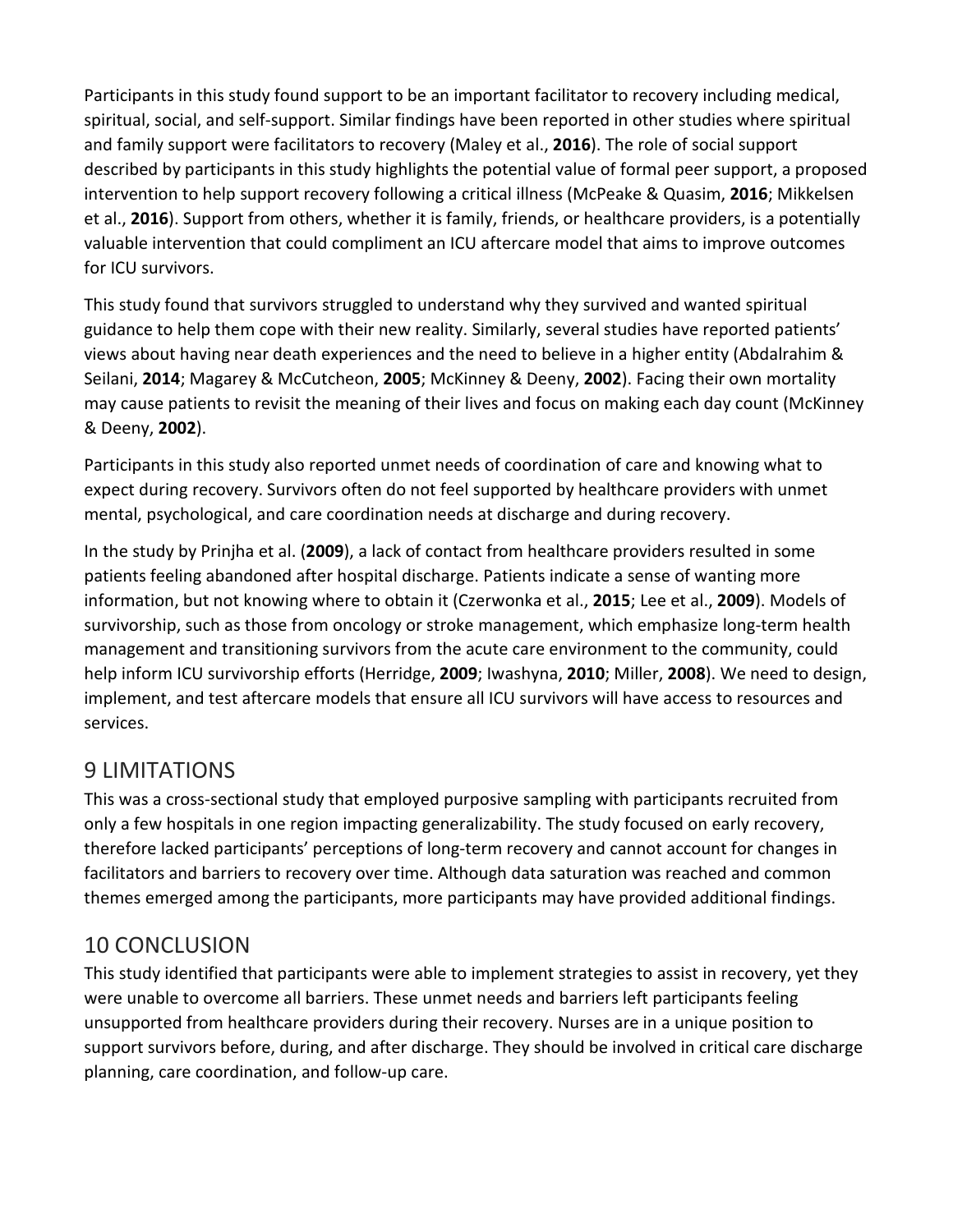Participants in this study found support to be an important facilitator to recovery including medical, spiritual, social, and self-support. Similar findings have been reported in other studies where spiritual and family support were facilitators to recovery (Maley et al., **2016**). The role of social support described by participants in this study highlights the potential value of formal peer support, a proposed intervention to help support recovery following a critical illness (McPeake & Quasim, **2016**; Mikkelsen et al., **2016**). Support from others, whether it is family, friends, or healthcare providers, is a potentially valuable intervention that could compliment an ICU aftercare model that aims to improve outcomes for ICU survivors.

This study found that survivors struggled to understand why they survived and wanted spiritual guidance to help them cope with their new reality. Similarly, several studies have reported patients' views about having near death experiences and the need to believe in a higher entity (Abdalrahim & Seilani, **2014**; Magarey & McCutcheon, **2005**; McKinney & Deeny, **2002**). Facing their own mortality may cause patients to revisit the meaning of their lives and focus on making each day count (McKinney & Deeny, **2002**).

Participants in this study also reported unmet needs of coordination of care and knowing what to expect during recovery. Survivors often do not feel supported by healthcare providers with unmet mental, psychological, and care coordination needs at discharge and during recovery.

In the study by Prinjha et al. (**2009**), a lack of contact from healthcare providers resulted in some patients feeling abandoned after hospital discharge. Patients indicate a sense of wanting more information, but not knowing where to obtain it (Czerwonka et al., **2015**; Lee et al., **2009**). Models of survivorship, such as those from oncology or stroke management, which emphasize long-term health management and transitioning survivors from the acute care environment to the community, could help inform ICU survivorship efforts (Herridge, **2009**; Iwashyna, **2010**; Miller, **2008**). We need to design, implement, and test aftercare models that ensure all ICU survivors will have access to resources and services.

## 9 LIMITATIONS

This was a cross-sectional study that employed purposive sampling with participants recruited from only a few hospitals in one region impacting generalizability. The study focused on early recovery, therefore lacked participants' perceptions of long-term recovery and cannot account for changes in facilitators and barriers to recovery over time. Although data saturation was reached and common themes emerged among the participants, more participants may have provided additional findings.

## 10 CONCLUSION

This study identified that participants were able to implement strategies to assist in recovery, yet they were unable to overcome all barriers. These unmet needs and barriers left participants feeling unsupported from healthcare providers during their recovery. Nurses are in a unique position to support survivors before, during, and after discharge. They should be involved in critical care discharge planning, care coordination, and follow-up care.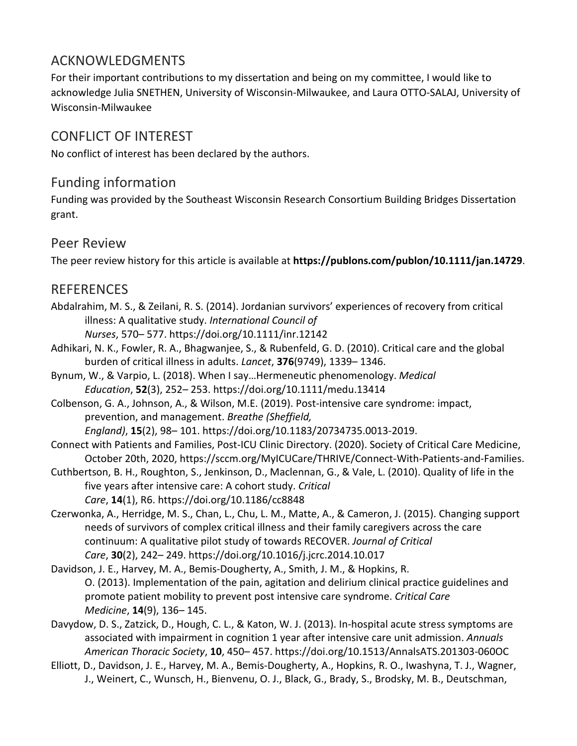## ACKNOWLEDGMENTS

For their important contributions to my dissertation and being on my committee, I would like to acknowledge Julia SNETHEN, University of Wisconsin-Milwaukee, and Laura OTTO-SALAJ, University of Wisconsin-Milwaukee

## CONFLICT OF INTEREST

No conflict of interest has been declared by the authors.

## Funding information

Funding was provided by the Southeast Wisconsin Research Consortium Building Bridges Dissertation grant.

## Peer Review

The peer review history for this article is available at **https://publons.com/publon/10.1111/jan.14729**.

## REFERENCES

Abdalrahim, M. S., & Zeilani, R. S. (2014). Jordanian survivors' experiences of recovery from critical illness: A qualitative study. *International Council of Nurses*, 570– 577. https://doi.org/10.1111/inr.12142

Adhikari, N. K., Fowler, R. A., Bhagwanjee, S., & Rubenfeld, G. D. (2010). Critical care and the global burden of critical illness in adults. *Lancet*, **376**(9749), 1339– 1346.

Bynum, W., & Varpio, L. (2018). When I say…Hermeneutic phenomenology. *Medical Education*, **52**(3), 252– 253. https://doi.org/10.1111/medu.13414

Colbenson, G. A., Johnson, A., & Wilson, M.E. (2019). Post-intensive care syndrome: impact, prevention, and management. *Breathe (Sheffield, England)*, **15**(2), 98– 101. https://doi.org/10.1183/20734735.0013-2019.

Connect with Patients and Families, Post-ICU Clinic Directory. (2020). Society of Critical Care Medicine, October 20th, 2020, https://sccm.org/MyICUCare/THRIVE/Connect-With-Patients-and-Families.

Cuthbertson, B. H., Roughton, S., Jenkinson, D., Maclennan, G., & Vale, L. (2010). Quality of life in the five years after intensive care: A cohort study. *Critical Care*, **14**(1), R6. https://doi.org/10.1186/cc8848

Czerwonka, A., Herridge, M. S., Chan, L., Chu, L. M., Matte, A., & Cameron, J. (2015). Changing support needs of survivors of complex critical illness and their family caregivers across the care continuum: A qualitative pilot study of towards RECOVER. *Journal of Critical Care*, **30**(2), 242– 249. https://doi.org/10.1016/j.jcrc.2014.10.017

Davidson, J. E., Harvey, M. A., Bemis-Dougherty, A., Smith, J. M., & Hopkins, R. O. (2013). Implementation of the pain, agitation and delirium clinical practice guidelines and promote patient mobility to prevent post intensive care syndrome. *Critical Care Medicine*, **14**(9), 136– 145.

Davydow, D. S., Zatzick, D., Hough, C. L., & Katon, W. J. (2013). In-hospital acute stress symptoms are associated with impairment in cognition 1 year after intensive care unit admission. *Annuals American Thoracic Society*, **10**, 450– 457. https://doi.org/10.1513/AnnalsATS.201303-060OC

Elliott, D., Davidson, J. E., Harvey, M. A., Bemis-Dougherty, A., Hopkins, R. O., Iwashyna, T. J., Wagner, J., Weinert, C., Wunsch, H., Bienvenu, O. J., Black, G., Brady, S., Brodsky, M. B., Deutschman,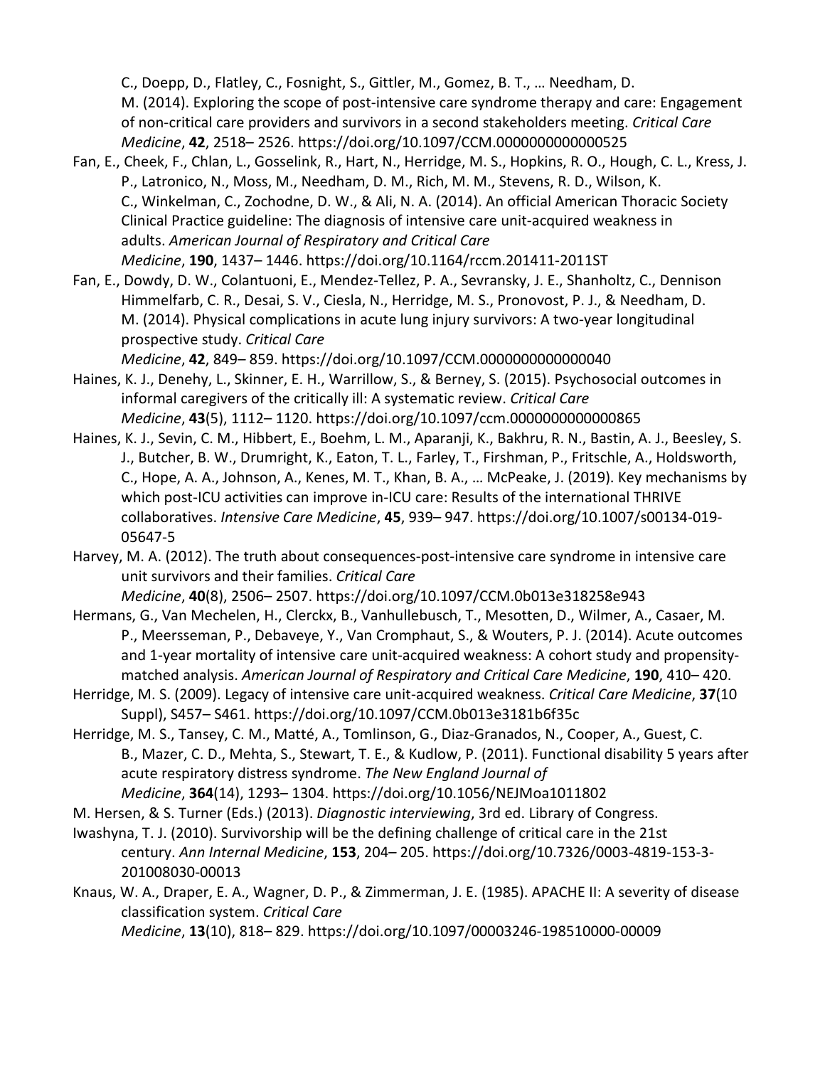C., Doepp, D., Flatley, C., Fosnight, S., Gittler, M., Gomez, B. T., … Needham, D. M. (2014). Exploring the scope of post-intensive care syndrome therapy and care: Engagement of non-critical care providers and survivors in a second stakeholders meeting. *Critical Care Medicine*, **42**, 2518– 2526. https://doi.org/10.1097/CCM.0000000000000525

Fan, E., Cheek, F., Chlan, L., Gosselink, R., Hart, N., Herridge, M. S., Hopkins, R. O., Hough, C. L., Kress, J. P., Latronico, N., Moss, M., Needham, D. M., Rich, M. M., Stevens, R. D., Wilson, K. C., Winkelman, C., Zochodne, D. W., & Ali, N. A. (2014). An official American Thoracic Society Clinical Practice guideline: The diagnosis of intensive care unit-acquired weakness in adults. *American Journal of Respiratory and Critical Care Medicine*, **190**, 1437– 1446. https://doi.org/10.1164/rccm.201411-2011ST

Fan, E., Dowdy, D. W., Colantuoni, E., Mendez-Tellez, P. A., Sevransky, J. E., Shanholtz, C., Dennison Himmelfarb, C. R., Desai, S. V., Ciesla, N., Herridge, M. S., Pronovost, P. J., & Needham, D. M. (2014). Physical complications in acute lung injury survivors: A two-year longitudinal prospective study. *Critical Care Medicine*, **42**, 849– 859. https://doi.org/10.1097/CCM.0000000000000040

Haines, K. J., Denehy, L., Skinner, E. H., Warrillow, S., & Berney, S. (2015). Psychosocial outcomes in informal caregivers of the critically ill: A systematic review. *Critical Care Medicine*, **43**(5), 1112– 1120. https://doi.org/10.1097/ccm.0000000000000865

Haines, K. J., Sevin, C. M., Hibbert, E., Boehm, L. M., Aparanji, K., Bakhru, R. N., Bastin, A. J., Beesley, S. J., Butcher, B. W., Drumright, K., Eaton, T. L., Farley, T., Firshman, P., Fritschle, A., Holdsworth, C., Hope, A. A., Johnson, A., Kenes, M. T., Khan, B. A., … McPeake, J. (2019). Key mechanisms by which post-ICU activities can improve in-ICU care: Results of the international THRIVE collaboratives. *Intensive Care Medicine*, **45**, 939– 947. https://doi.org/10.1007/s00134-019-05647-5

Harvey, M. A. (2012). The truth about consequences-post-intensive care syndrome in intensive care unit survivors and their families. *Critical Care Medicine*, **40**(8), 2506– 2507. https://doi.org/10.1097/CCM.0b013e318258e943

Hermans, G., Van Mechelen, H., Clerckx, B., Vanhullebusch, T., Mesotten, D., Wilmer, A., Casaer, M. P., Meersseman, P., Debaveye, Y., Van Cromphaut, S., & Wouters, P. J. (2014). Acute outcomes and 1-year mortality of intensive care unit-acquired weakness: A cohort study and propensity-matched analysis. *American Journal of Respiratory and Critical Care Medicine*, **190**, 410– 420.

Herridge, M. S. (2009). Legacy of intensive care unit-acquired weakness. *Critical Care Medicine*, **37**(10 Suppl), S457– S461. https://doi.org/10.1097/CCM.0b013e3181b6f35c

Herridge, M. S., Tansey, C. M., Matté, A., Tomlinson, G., Diaz-Granados, N., Cooper, A., Guest, C. B., Mazer, C. D., Mehta, S., Stewart, T. E., & Kudlow, P. (2011). Functional disability 5 years after acute respiratory distress syndrome. *The New England Journal of Medicine*, **364**(14), 1293– 1304. https://doi.org/10.1056/NEJMoa1011802

M. Hersen, & S. Turner (Eds.) (2013). *Diagnostic interviewing*, 3rd ed. Library of Congress.

Iwashyna, T. J. (2010). Survivorship will be the defining challenge of critical care in the 21st century. *Ann Internal Medicine*, **153**, 204– 205. https://doi.org/10.7326/0003-4819-153-3-201008030-00013

Knaus, W. A., Draper, E. A., Wagner, D. P., & Zimmerman, J. E. (1985). APACHE II: A severity of disease classification system. *Critical Care Medicine*, **13**(10), 818– 829. https://doi.org/10.1097/00003246-198510000-00009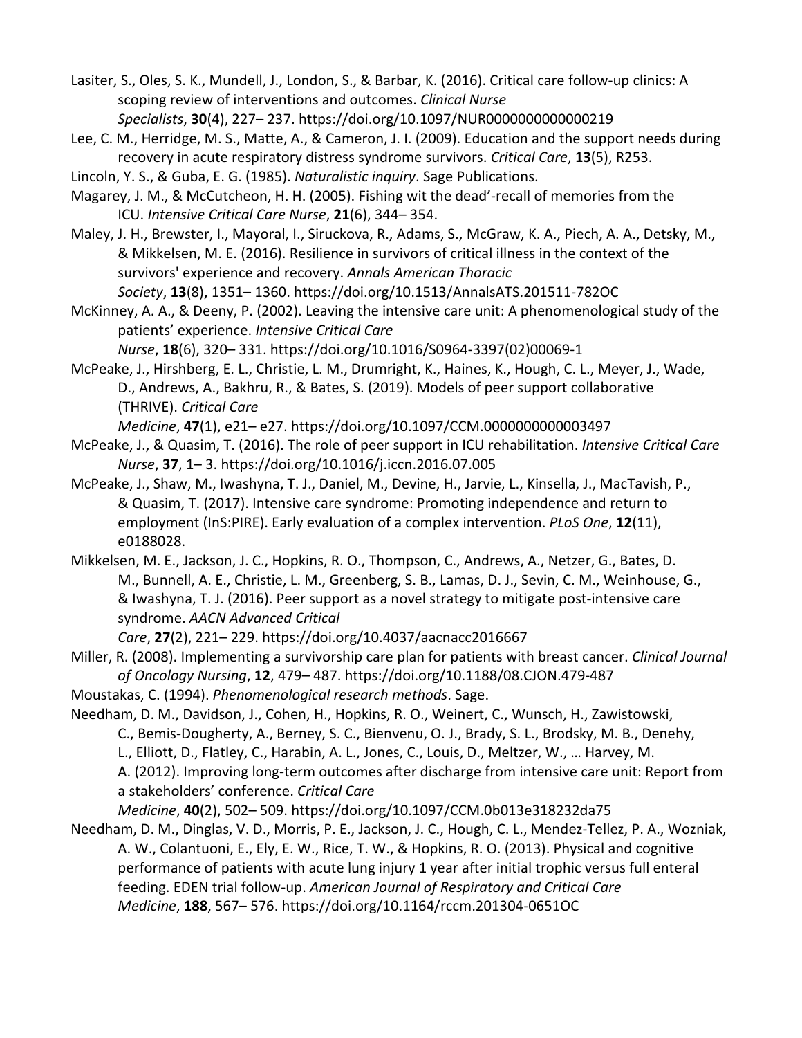Lasiter, S., Oles, S. K., Mundell, J., London, S., & Barbar, K. (2016). Critical care follow-up clinics: A scoping review of interventions and outcomes. *Clinical Nurse Specialists*, **30**(4), 227– 237. https://doi.org/10.1097/NUR0000000000000219

Lee, C. M., Herridge, M. S., Matte, A., & Cameron, J. I. (2009). Education and the support needs during recovery in acute respiratory distress syndrome survivors. *Critical Care*, **13**(5), R253.

Lincoln, Y. S., & Guba, E. G. (1985). *Naturalistic inquiry*. Sage Publications.

Magarey, J. M., & McCutcheon, H. H. (2005). Fishing wit the dead'-recall of memories from the ICU. *Intensive Critical Care Nurse*, **21**(6), 344– 354.

Maley, J. H., Brewster, I., Mayoral, I., Siruckova, R., Adams, S., McGraw, K. A., Piech, A. A., Detsky, M., & Mikkelsen, M. E. (2016). Resilience in survivors of critical illness in the context of the survivors' experience and recovery. *Annals American Thoracic Society*, **13**(8), 1351– 1360. https://doi.org/10.1513/AnnalsATS.201511-782OC

McKinney, A. A., & Deeny, P. (2002). Leaving the intensive care unit: A phenomenological study of the patients' experience. *Intensive Critical Care Nurse*, **18**(6), 320– 331. https://doi.org/10.1016/S0964-3397(02)00069-1

McPeake, J., Hirshberg, E. L., Christie, L. M., Drumright, K., Haines, K., Hough, C. L., Meyer, J., Wade, D., Andrews, A., Bakhru, R., & Bates, S. (2019). Models of peer support collaborative (THRIVE). *Critical Care Medicine*, **47**(1), e21– e27. https://doi.org/10.1097/CCM.0000000000003497

McPeake, J., & Quasim, T. (2016). The role of peer support in ICU rehabilitation. *Intensive Critical Care Nurse*, **37**, 1– 3. https://doi.org/10.1016/j.iccn.2016.07.005

McPeake, J., Shaw, M., Iwashyna, T. J., Daniel, M., Devine, H., Jarvie, L., Kinsella, J., MacTavish, P., & Quasim, T. (2017). Intensive care syndrome: Promoting independence and return to employment (InS:PIRE). Early evaluation of a complex intervention. *PLoS One*, **12**(11), e0188028.

Mikkelsen, M. E., Jackson, J. C., Hopkins, R. O., Thompson, C., Andrews, A., Netzer, G., Bates, D. M., Bunnell, A. E., Christie, L. M., Greenberg, S. B., Lamas, D. J., Sevin, C. M., Weinhouse, G., & Iwashyna, T. J. (2016). Peer support as a novel strategy to mitigate post-intensive care syndrome. *AACN Advanced Critical Care*, **27**(2), 221– 229. https://doi.org/10.4037/aacnacc2016667

Miller, R. (2008). Implementing a survivorship care plan for patients with breast cancer. *Clinical Journal of Oncology Nursing*, **12**, 479– 487. https://doi.org/10.1188/08.CJON.479-487

Moustakas, C. (1994). *Phenomenological research methods*. Sage.

Needham, D. M., Davidson, J., Cohen, H., Hopkins, R. O., Weinert, C., Wunsch, H., Zawistowski, C., Bemis-Dougherty, A., Berney, S. C., Bienvenu, O. J., Brady, S. L., Brodsky, M. B., Denehy, L., Elliott, D., Flatley, C., Harabin, A. L., Jones, C., Louis, D., Meltzer, W., … Harvey, M. A. (2012). Improving long-term outcomes after discharge from intensive care unit: Report from a stakeholders' conference. *Critical Care Medicine*, **40**(2), 502– 509. https://doi.org/10.1097/CCM.0b013e318232da75

Needham, D. M., Dinglas, V. D., Morris, P. E., Jackson, J. C., Hough, C. L., Mendez-Tellez, P. A., Wozniak, A. W., Colantuoni, E., Ely, E. W., Rice, T. W., & Hopkins, R. O. (2013). Physical and cognitive performance of patients with acute lung injury 1 year after initial trophic versus full enteral feeding. EDEN trial follow-up. *American Journal of Respiratory and Critical Care Medicine*, **188**, 567– 576. https://doi.org/10.1164/rccm.201304-0651OC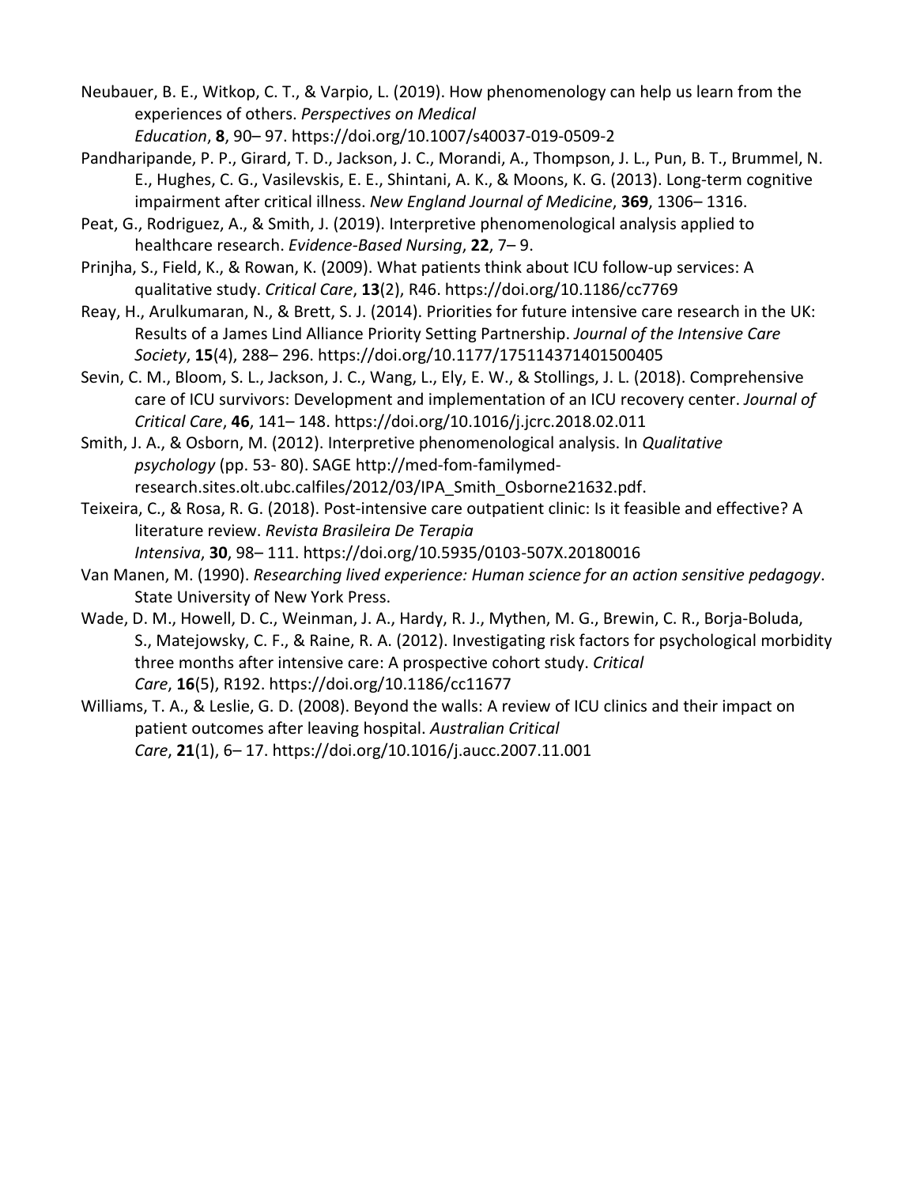Neubauer, B. E., Witkop, C. T., & Varpio, L. (2019). How phenomenology can help us learn from the experiences of others. *Perspectives on Medical Education*, **8**, 90– 97. https://doi.org/10.1007/s40037-019-0509-2

Pandharipande, P. P., Girard, T. D., Jackson, J. C., Morandi, A., Thompson, J. L., Pun, B. T., Brummel, N. E., Hughes, C. G., Vasilevskis, E. E., Shintani, A. K., & Moons, K. G. (2013). Long-term cognitive impairment after critical illness. *New England Journal of Medicine*, **369**, 1306– 1316.

Peat, G., Rodriguez, A., & Smith, J. (2019). Interpretive phenomenological analysis applied to healthcare research. *Evidence-Based Nursing*, **22**, 7– 9.

Prinjha, S., Field, K., & Rowan, K. (2009). What patients think about ICU follow-up services: A qualitative study. *Critical Care*, **13**(2), R46. https://doi.org/10.1186/cc7769

Reay, H., Arulkumaran, N., & Brett, S. J. (2014). Priorities for future intensive care research in the UK: Results of a James Lind Alliance Priority Setting Partnership. *Journal of the Intensive Care Society*, **15**(4), 288– 296. https://doi.org/10.1177/175114371401500405

Sevin, C. M., Bloom, S. L., Jackson, J. C., Wang, L., Ely, E. W., & Stollings, J. L. (2018). Comprehensive care of ICU survivors: Development and implementation of an ICU recovery center. *Journal of Critical Care*, **46**, 141– 148. https://doi.org/10.1016/j.jcrc.2018.02.011

Smith, J. A., & Osborn, M. (2012). Interpretive phenomenological analysis. In *Qualitative psychology* (pp. 53- 80). SAGE http://med-fom-familymed-research.sites.olt.ubc.calfiles/2012/03/IPA_Smith_Osborne21632.pdf.

Teixeira, C., & Rosa, R. G. (2018). Post-intensive care outpatient clinic: Is it feasible and effective? A literature review. *Revista Brasileira De Terapia Intensiva*, **30**, 98– 111. https://doi.org/10.5935/0103-507X.20180016

Van Manen, M. (1990). *Researching lived experience: Human science for an action sensitive pedagogy*. State University of New York Press.

Wade, D. M., Howell, D. C., Weinman, J. A., Hardy, R. J., Mythen, M. G., Brewin, C. R., Borja-Boluda, S., Matejowsky, C. F., & Raine, R. A. (2012). Investigating risk factors for psychological morbidity three months after intensive care: A prospective cohort study. *Critical Care*, **16**(5), R192. https://doi.org/10.1186/cc11677

Williams, T. A., & Leslie, G. D. (2008). Beyond the walls: A review of ICU clinics and their impact on patient outcomes after leaving hospital. *Australian Critical Care*, **21**(1), 6– 17. https://doi.org/10.1016/j.aucc.2007.11.001